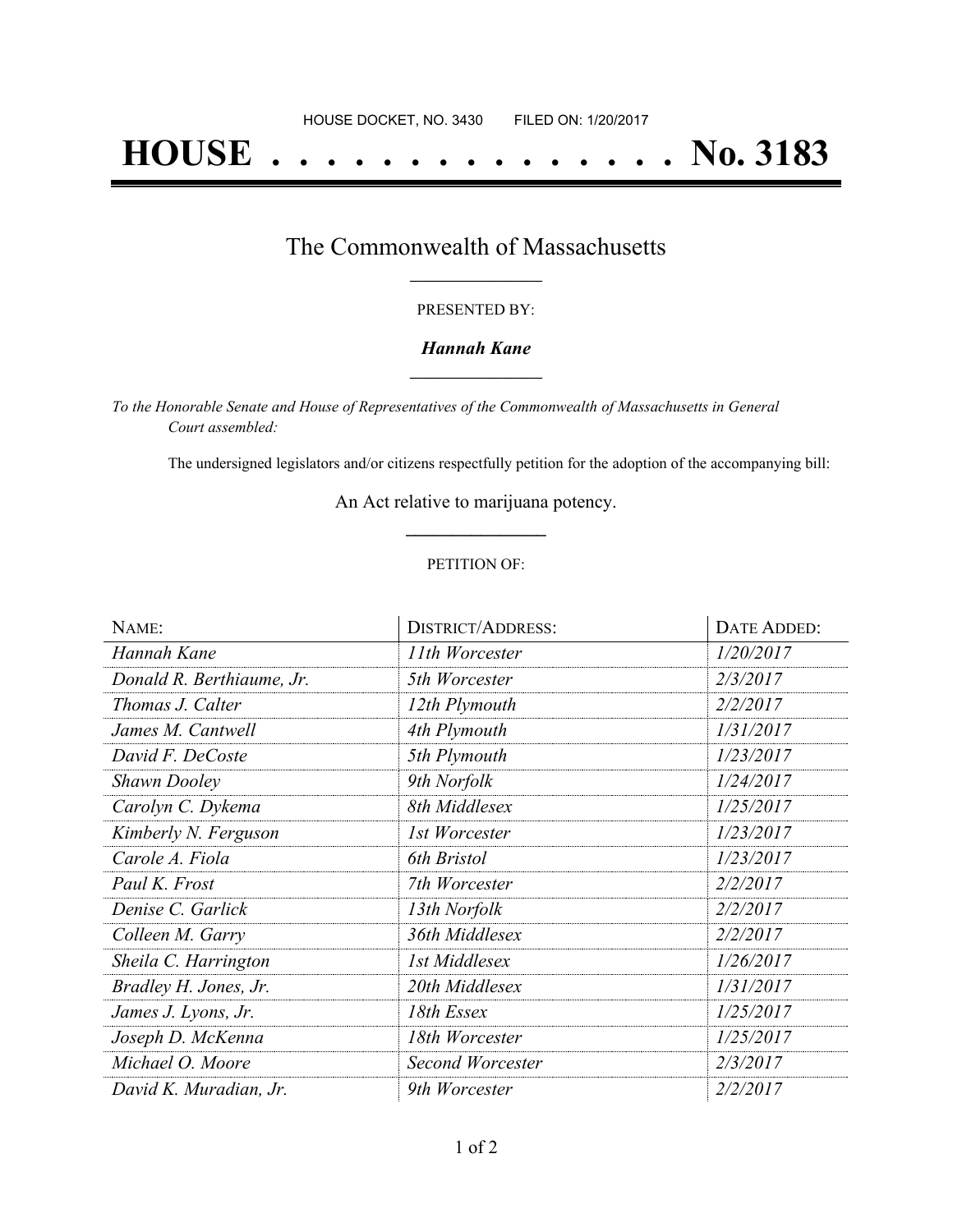HOUSE DOCKET, NO. 3430        FILED ON: 1/20/2017

# HOUSE . . . . . . . . . . . . . . . . No. 3183

## The Commonwealth of Massachusetts

PRESENTED BY:

***Hannah Kane***

*To the Honorable Senate and House of Representatives of the Commonwealth of Massachusetts in General Court assembled:*

The undersigned legislators and/or citizens respectfully petition for the adoption of the accompanying bill:

An Act relative to marijuana potency.

PETITION OF:

| NAME: | DISTRICT/ADDRESS: | DATE ADDED: |
|---|---|---|
| *Hannah Kane* | *11th Worcester* | *1/20/2017* |
| *Donald R. Berthiaume, Jr.* | *5th Worcester* | *2/3/2017* |
| *Thomas J. Calter* | *12th Plymouth* | *2/2/2017* |
| *James M. Cantwell* | *4th Plymouth* | *1/31/2017* |
| *David F. DeCoste* | *5th Plymouth* | *1/23/2017* |
| *Shawn Dooley* | *9th Norfolk* | *1/24/2017* |
| *Carolyn C. Dykema* | *8th Middlesex* | *1/25/2017* |
| *Kimberly N. Ferguson* | *1st Worcester* | *1/23/2017* |
| *Carole A. Fiola* | *6th Bristol* | *1/23/2017* |
| *Paul K. Frost* | *7th Worcester* | *2/2/2017* |
| *Denise C. Garlick* | *13th Norfolk* | *2/2/2017* |
| *Colleen M. Garry* | *36th Middlesex* | *2/2/2017* |
| *Sheila C. Harrington* | *1st Middlesex* | *1/26/2017* |
| *Bradley H. Jones, Jr.* | *20th Middlesex* | *1/31/2017* |
| *James J. Lyons, Jr.* | *18th Essex* | *1/25/2017* |
| *Joseph D. McKenna* | *18th Worcester* | *1/25/2017* |
| *Michael O. Moore* | *Second Worcester* | *2/3/2017* |
| *David K. Muradian, Jr.* | *9th Worcester* | *2/2/2017* |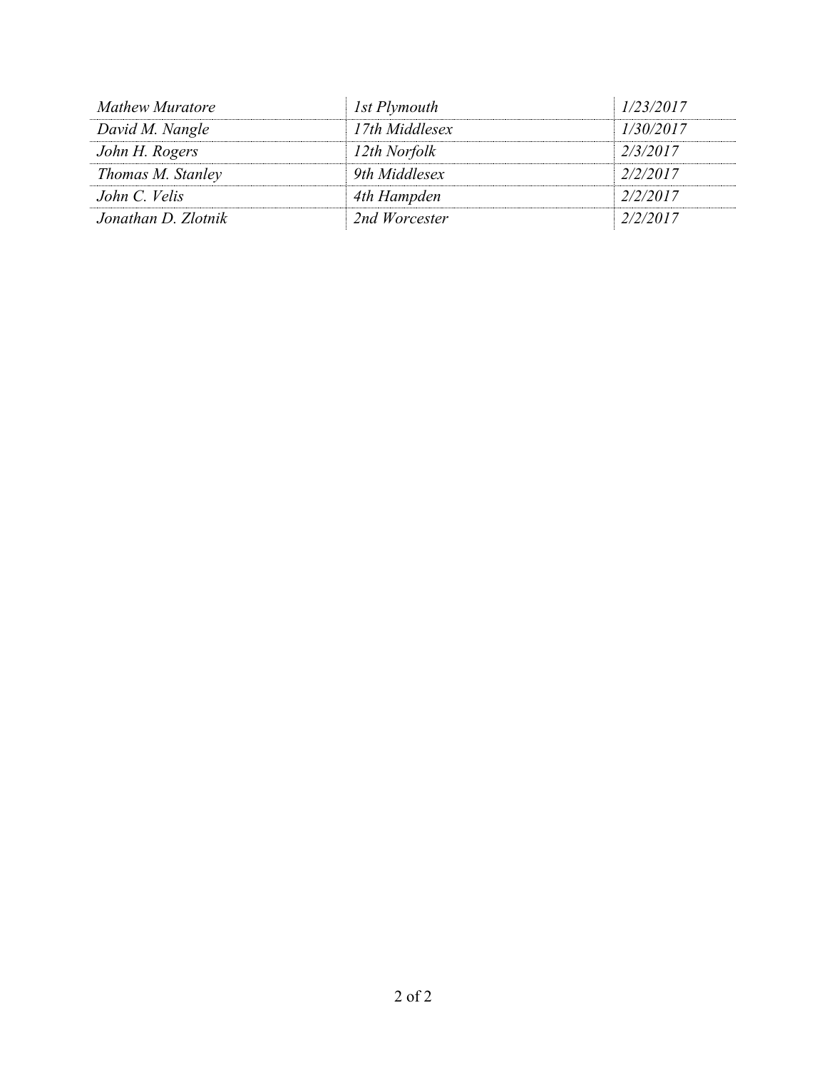| | | |
|---|---|---|
| *Mathew Muratore* | *1st Plymouth* | *1/23/2017* |
| *David M. Nangle* | *17th Middlesex* | *1/30/2017* |
| *John H. Rogers* | *12th Norfolk* | *2/3/2017* |
| *Thomas M. Stanley* | *9th Middlesex* | *2/2/2017* |
| *John C. Velis* | *4th Hampden* | *2/2/2017* |
| *Jonathan D. Zlotnik* | *2nd Worcester* | *2/2/2017* |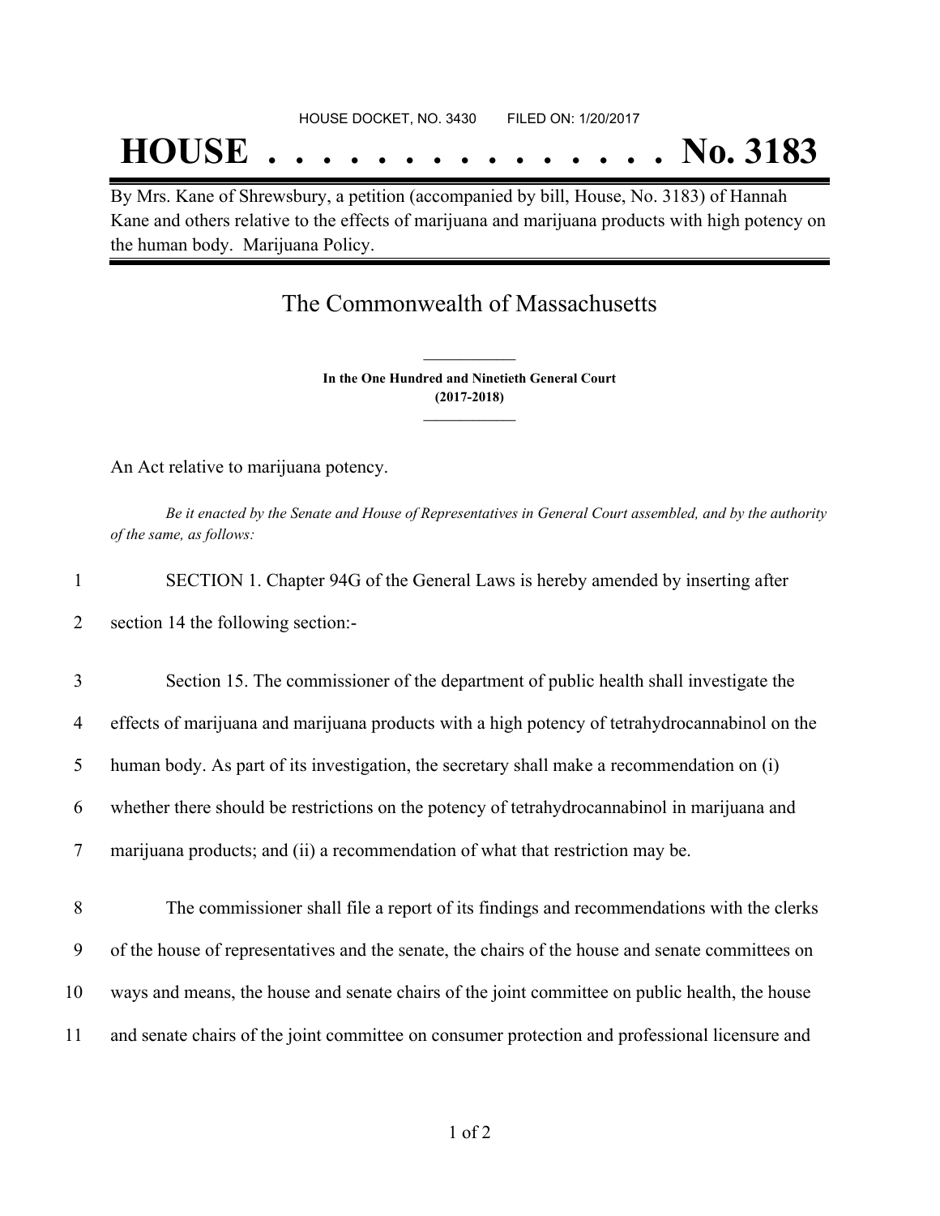HOUSE DOCKET, NO. 3430 FILED ON: 1/20/2017

# HOUSE . . . . . . . . . . . . . . . No. 3183

By Mrs. Kane of Shrewsbury, a petition (accompanied by bill, House, No. 3183) of Hannah Kane and others relative to the effects of marijuana and marijuana products with high potency on the human body. Marijuana Policy.

## The Commonwealth of Massachusetts

**In the One Hundred and Ninetieth General Court**
**(2017-2018)**

An Act relative to marijuana potency.

*Be it enacted by the Senate and House of Representatives in General Court assembled, and by the authority of the same, as follows:*

1 SECTION 1. Chapter 94G of the General Laws is hereby amended by inserting after
2 section 14 the following section:-

3 Section 15. The commissioner of the department of public health shall investigate the
4 effects of marijuana and marijuana products with a high potency of tetrahydrocannabinol on the
5 human body. As part of its investigation, the secretary shall make a recommendation on (i)
6 whether there should be restrictions on the potency of tetrahydrocannabinol in marijuana and
7 marijuana products; and (ii) a recommendation of what that restriction may be.

8 The commissioner shall file a report of its findings and recommendations with the clerks
9 of the house of representatives and the senate, the chairs of the house and senate committees on
10 ways and means, the house and senate chairs of the joint committee on public health, the house
11 and senate chairs of the joint committee on consumer protection and professional licensure and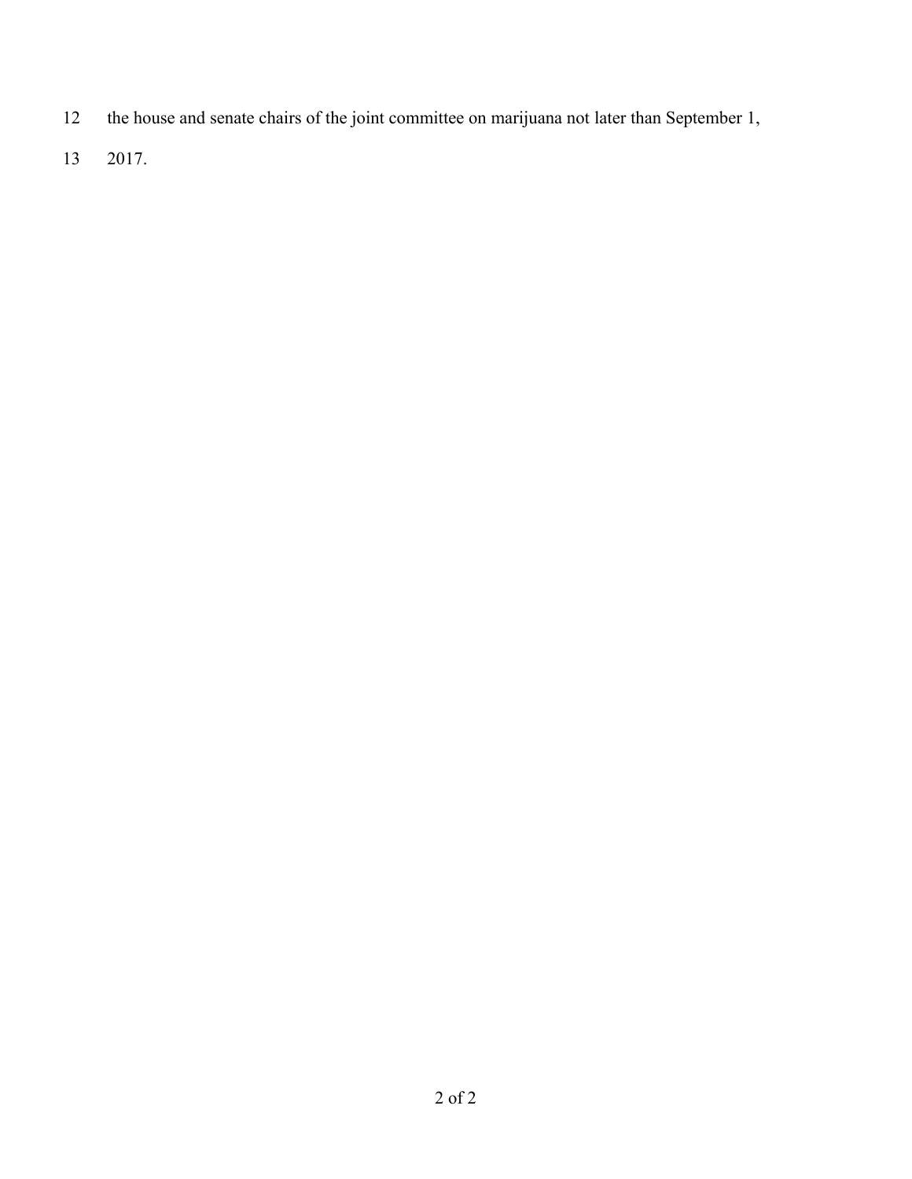the house and senate chairs of the joint committee on marijuana not later than September 1, 2017.